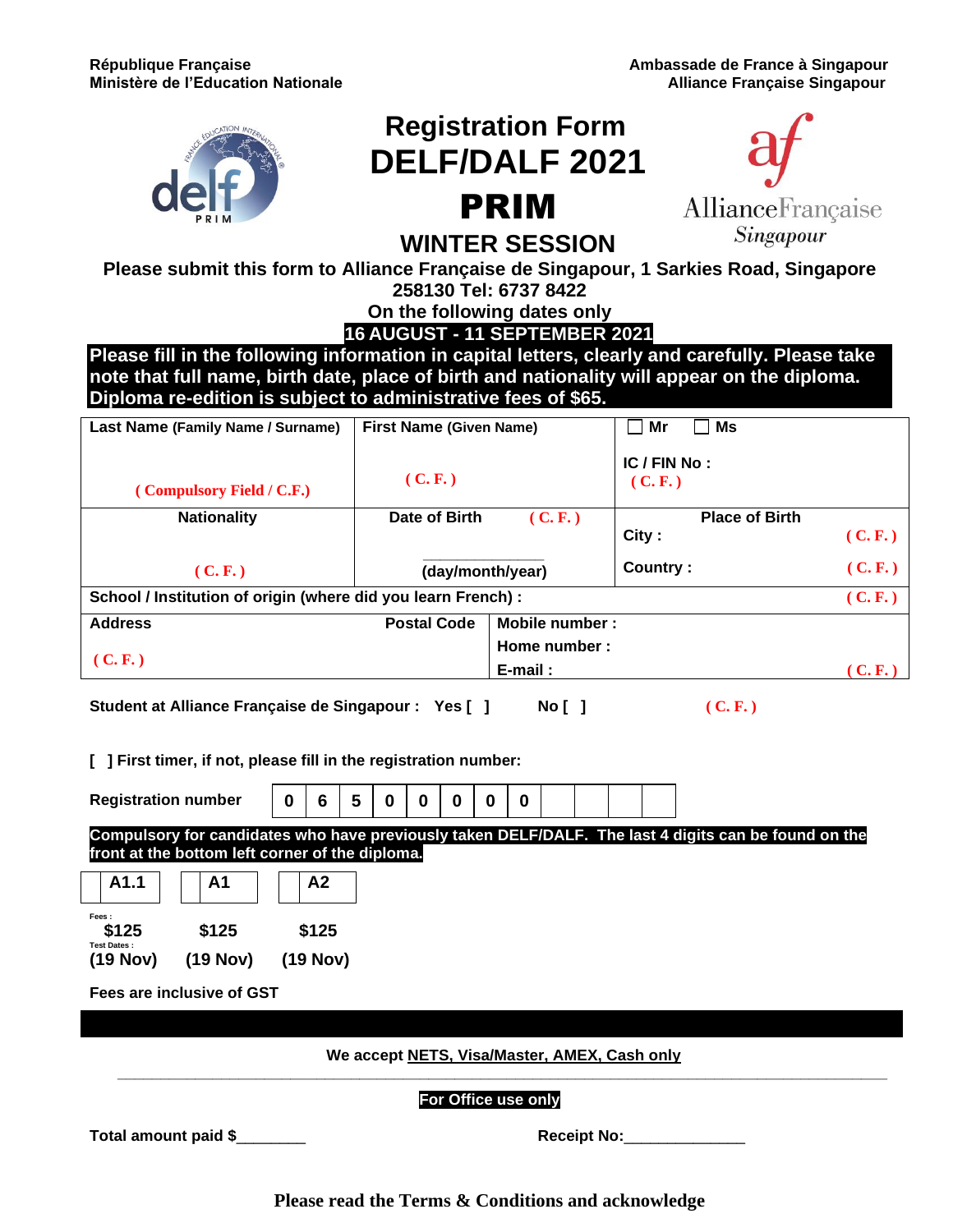**République Française**
**Ministère de l'Education Nationale**

**Ambassade de France à Singapour**
**Alliance Française Singapour**

# Registration Form
# DELF/DALF 2021
# PRIM
## WINTER SESSION

**Please submit this form to Alliance Française de Singapour, 1 Sarkies Road, Singapore 258130 Tel: 6737 8422**
**On the following dates only**
**16 AUGUST - 11 SEPTEMBER 2021**

**Please fill in the following information in capital letters, clearly and carefully. Please take note that full name, birth date, place of birth and nationality will appear on the diploma. Diploma re-edition is subject to administrative fees of $65.**

| Last Name (Family Name / Surname) ( Compulsory Field / C.F.) | First Name (Given Name) ( C. F. ) | [ ] Mr [ ] Ms IC / FIN No : ( C. F. ) |
|---|---|---|
| Nationality ( C. F. ) | Date of Birth ( C. F. ) ____________ (day/month/year) | Place of Birth City : ( C. F. ) Country : ( C. F. ) |
| School / Institution of origin (where did you learn French) : ( C. F. ) | | |
| Address ( C. F. ) Postal Code | Mobile number : Home number : E-mail : ( C. F. ) | |

**Student at Alliance Française de Singapour : Yes [ ] No [ ]** ( C. F. )

**[ ] First timer, if not, please fill in the registration number:**

| Registration number | 0 | 6 | 5 | 0 | 0 | 0 | 0 | 0 | | | | |
|---|---|---|---|---|---|---|---|---|---|---|---|---|

**Compulsory for candidates who have previously taken DELF/DALF. The last 4 digits can be found on the front at the bottom left corner of the diploma.**

| | [ ] A1.1 | [ ] A1 | [ ] A2 |
|---|---|---|---|
| Fees : | $125 | $125 | $125 |
| Test Dates : | (19 Nov) | (19 Nov) | (19 Nov) |

**Fees are inclusive of GST**

**We accept NETS, Visa/Master, AMEX, Cash only**

**For Office use only**

**Total amount paid $________** **Receipt No:______________**

**Please read the Terms & Conditions and acknowledge**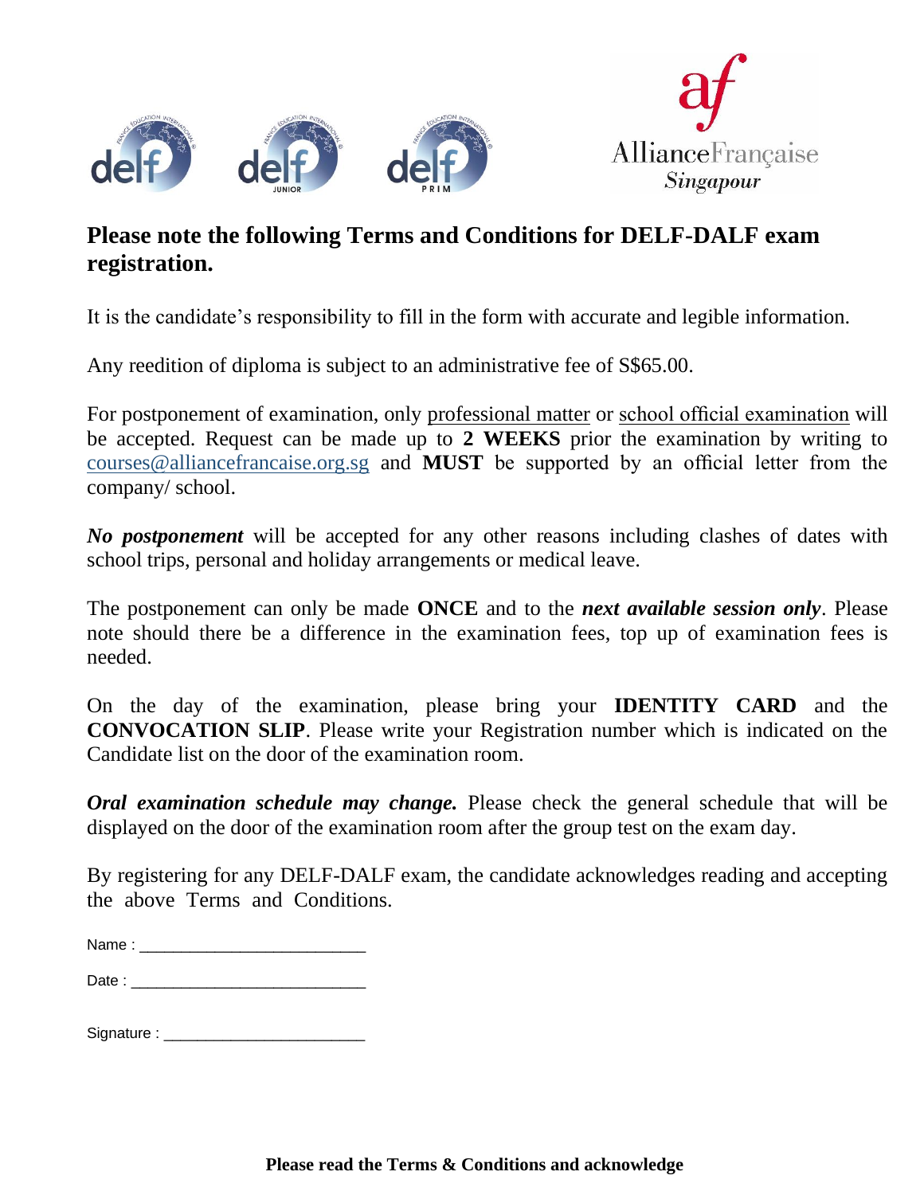## Please note the following Terms and Conditions for DELF-DALF exam registration.

It is the candidate's responsibility to fill in the form with accurate and legible information.

Any reedition of diploma is subject to an administrative fee of S$65.00.

For postponement of examination, only professional matter or school official examination will be accepted. Request can be made up to **2 WEEKS** prior the examination by writing to courses@alliancefrancaise.org.sg and **MUST** be supported by an official letter from the company/ school.

***No postponement*** will be accepted for any other reasons including clashes of dates with school trips, personal and holiday arrangements or medical leave.

The postponement can only be made **ONCE** and to the ***next available session only***. Please note should there be a difference in the examination fees, top up of examination fees is needed.

On the day of the examination, please bring your **IDENTITY CARD** and the **CONVOCATION SLIP**. Please write your Registration number which is indicated on the Candidate list on the door of the examination room.

***Oral examination schedule may change.*** Please check the general schedule that will be displayed on the door of the examination room after the group test on the exam day.

By registering for any DELF-DALF exam, the candidate acknowledges reading and accepting the above Terms and Conditions.

Name : ___________________________

Date : ____________________________

Signature : ________________________

**Please read the Terms & Conditions and acknowledge**